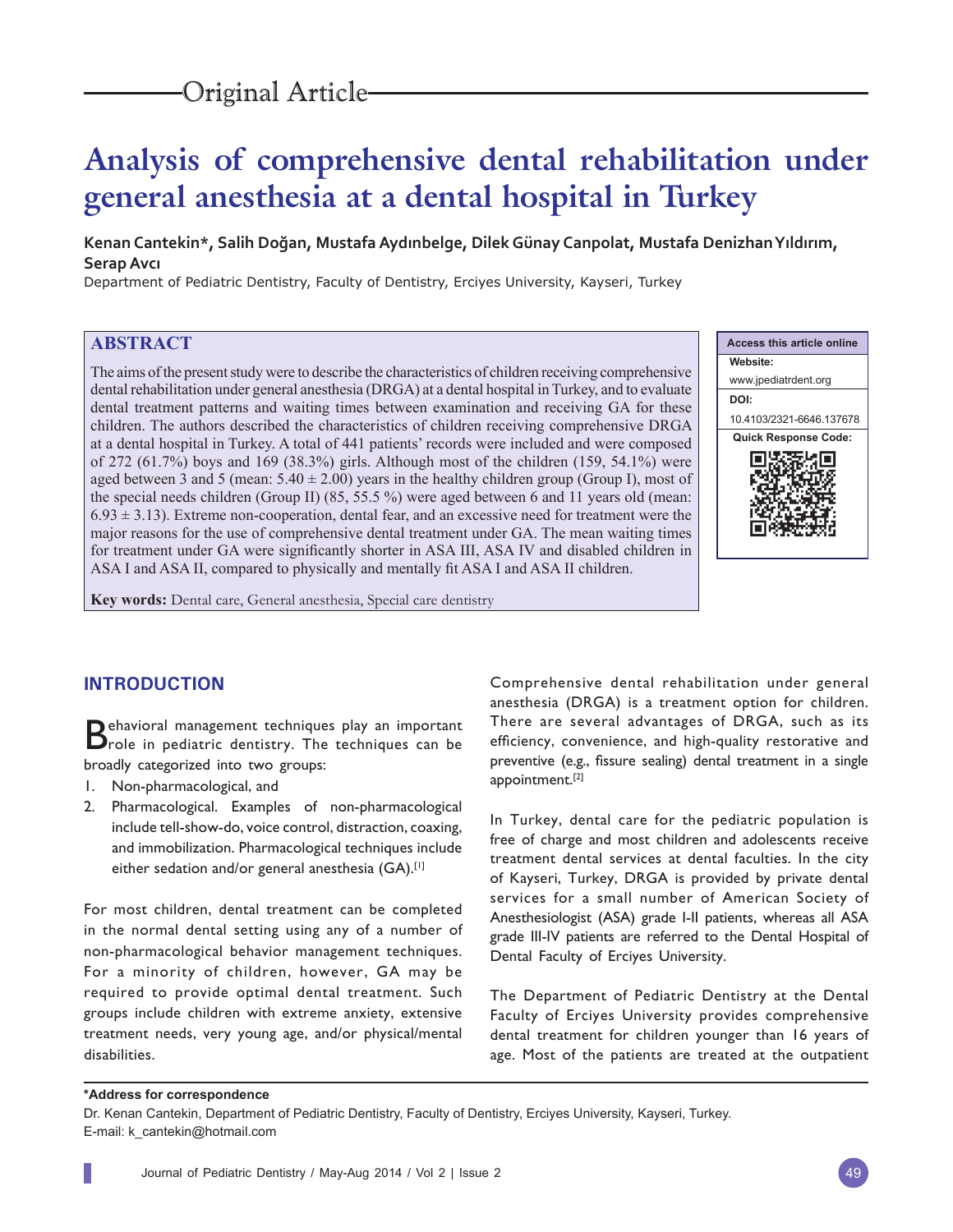Original Article

# Analysis of comprehensive dental rehabilitation under general anesthesia at a dental hospital in Turkey

**Kenan Cantekin*, Salih Doğan, Mustafa Aydınbelge, Dilek Günay Canpolat, Mustafa Denizhan Yıldırım, Serap Avcı**

Department of Pediatric Dentistry, Faculty of Dentistry, Erciyes University, Kayseri, Turkey

## ABSTRACT

The aims of the present study were to describe the characteristics of children receiving comprehensive dental rehabilitation under general anesthesia (DRGA) at a dental hospital in Turkey, and to evaluate dental treatment patterns and waiting times between examination and receiving GA for these children. The authors described the characteristics of children receiving comprehensive DRGA at a dental hospital in Turkey. A total of 441 patients' records were included and were composed of 272 (61.7%) boys and 169 (38.3%) girls. Although most of the children (159, 54.1%) were aged between 3 and 5 (mean: 5.40 ± 2.00) years in the healthy children group (Group I), most of the special needs children (Group II) (85, 55.5 %) were aged between 6 and 11 years old (mean: 6.93 ± 3.13). Extreme non-cooperation, dental fear, and an excessive need for treatment were the major reasons for the use of comprehensive dental treatment under GA. The mean waiting times for treatment under GA were significantly shorter in ASA III, ASA IV and disabled children in ASA I and ASA II, compared to physically and mentally fit ASA I and ASA II children.

**Key words:** Dental care, General anesthesia, Special care dentistry

| Access this article online |
|---|
| **Website:** www.jpediatrdent.org |
| **DOI:** 10.4103/2321-6646.137678 |
| **Quick Response Code:** |

## INTRODUCTION

Behavioral management techniques play an important role in pediatric dentistry. The techniques can be broadly categorized into two groups:

1. Non-pharmacological, and
2. Pharmacological. Examples of non-pharmacological include tell-show-do, voice control, distraction, coaxing, and immobilization. Pharmacological techniques include either sedation and/or general anesthesia (GA).[1]

For most children, dental treatment can be completed in the normal dental setting using any of a number of non-pharmacological behavior management techniques. For a minority of children, however, GA may be required to provide optimal dental treatment. Such groups include children with extreme anxiety, extensive treatment needs, very young age, and/or physical/mental disabilities.

Comprehensive dental rehabilitation under general anesthesia (DRGA) is a treatment option for children. There are several advantages of DRGA, such as its efficiency, convenience, and high-quality restorative and preventive (e.g., fissure sealing) dental treatment in a single appointment.[2]

In Turkey, dental care for the pediatric population is free of charge and most children and adolescents receive treatment dental services at dental faculties. In the city of Kayseri, Turkey, DRGA is provided by private dental services for a small number of American Society of Anesthesiologist (ASA) grade I-II patients, whereas all ASA grade III-IV patients are referred to the Dental Hospital of Dental Faculty of Erciyes University.

The Department of Pediatric Dentistry at the Dental Faculty of Erciyes University provides comprehensive dental treatment for children younger than 16 years of age. Most of the patients are treated at the outpatient

**\*Address for correspondence**

Dr. Kenan Cantekin, Department of Pediatric Dentistry, Faculty of Dentistry, Erciyes University, Kayseri, Turkey.
E-mail: k_cantekin@hotmail.com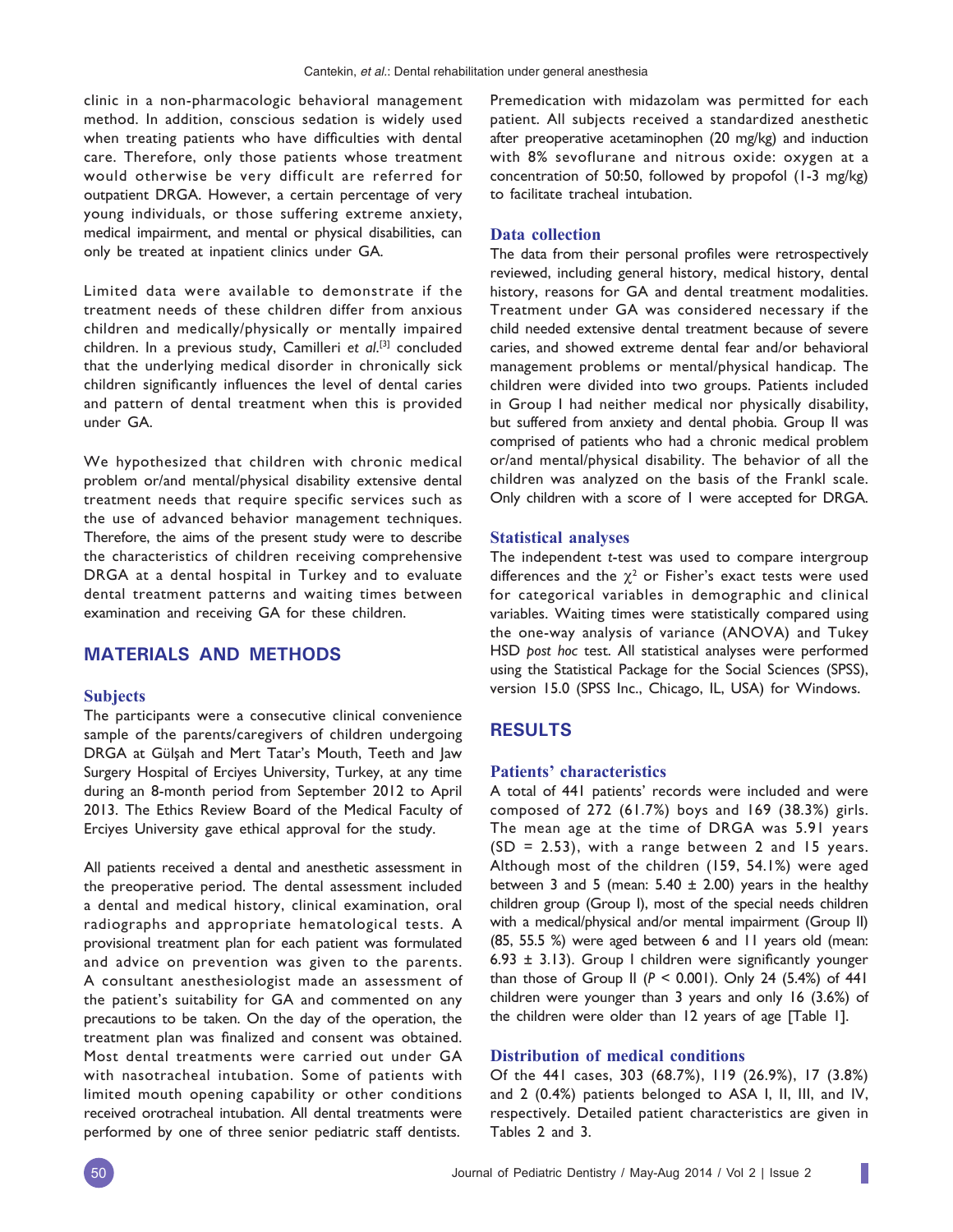clinic in a non-pharmacologic behavioral management method. In addition, conscious sedation is widely used when treating patients who have difficulties with dental care. Therefore, only those patients whose treatment would otherwise be very difficult are referred for outpatient DRGA. However, a certain percentage of very young individuals, or those suffering extreme anxiety, medical impairment, and mental or physical disabilities, can only be treated at inpatient clinics under GA.

Limited data were available to demonstrate if the treatment needs of these children differ from anxious children and medically/physically or mentally impaired children. In a previous study, Camilleri *et al*.[3] concluded that the underlying medical disorder in chronically sick children significantly influences the level of dental caries and pattern of dental treatment when this is provided under GA.

We hypothesized that children with chronic medical problem or/and mental/physical disability extensive dental treatment needs that require specific services such as the use of advanced behavior management techniques. Therefore, the aims of the present study were to describe the characteristics of children receiving comprehensive DRGA at a dental hospital in Turkey and to evaluate dental treatment patterns and waiting times between examination and receiving GA for these children.

## MATERIALS AND METHODS

### Subjects

The participants were a consecutive clinical convenience sample of the parents/caregivers of children undergoing DRGA at Gülşah and Mert Tatar's Mouth, Teeth and Jaw Surgery Hospital of Erciyes University, Turkey, at any time during an 8-month period from September 2012 to April 2013. The Ethics Review Board of the Medical Faculty of Erciyes University gave ethical approval for the study.

All patients received a dental and anesthetic assessment in the preoperative period. The dental assessment included a dental and medical history, clinical examination, oral radiographs and appropriate hematological tests. A provisional treatment plan for each patient was formulated and advice on prevention was given to the parents. A consultant anesthesiologist made an assessment of the patient's suitability for GA and commented on any precautions to be taken. On the day of the operation, the treatment plan was finalized and consent was obtained. Most dental treatments were carried out under GA with nasotracheal intubation. Some of patients with limited mouth opening capability or other conditions received orotracheal intubation. All dental treatments were performed by one of three senior pediatric staff dentists.

Premedication with midazolam was permitted for each patient. All subjects received a standardized anesthetic after preoperative acetaminophen (20 mg/kg) and induction with 8% sevoflurane and nitrous oxide: oxygen at a concentration of 50:50, followed by propofol (1-3 mg/kg) to facilitate tracheal intubation.

### Data collection

The data from their personal profiles were retrospectively reviewed, including general history, medical history, dental history, reasons for GA and dental treatment modalities. Treatment under GA was considered necessary if the child needed extensive dental treatment because of severe caries, and showed extreme dental fear and/or behavioral management problems or mental/physical handicap. The children were divided into two groups. Patients included in Group I had neither medical nor physically disability, but suffered from anxiety and dental phobia. Group II was comprised of patients who had a chronic medical problem or/and mental/physical disability. The behavior of all the children was analyzed on the basis of the Frankl scale. Only children with a score of 1 were accepted for DRGA.

### Statistical analyses

The independent *t*-test was used to compare intergroup differences and the $\chi^2$ or Fisher's exact tests were used for categorical variables in demographic and clinical variables. Waiting times were statistically compared using the one-way analysis of variance (ANOVA) and Tukey HSD *post hoc* test. All statistical analyses were performed using the Statistical Package for the Social Sciences (SPSS), version 15.0 (SPSS Inc., Chicago, IL, USA) for Windows.

## RESULTS

### Patients' characteristics

A total of 441 patients' records were included and were composed of 272 (61.7%) boys and 169 (38.3%) girls. The mean age at the time of DRGA was 5.91 years (SD = 2.53), with a range between 2 and 15 years. Although most of the children (159, 54.1%) were aged between 3 and 5 (mean: 5.40 ± 2.00) years in the healthy children group (Group I), most of the special needs children with a medical/physical and/or mental impairment (Group II) (85, 55.5 %) were aged between 6 and 11 years old (mean: 6.93 ± 3.13). Group I children were significantly younger than those of Group II ($P < 0.001$). Only 24 (5.4%) of 441 children were younger than 3 years and only 16 (3.6%) of the children were older than 12 years of age [Table 1].

### Distribution of medical conditions

Of the 441 cases, 303 (68.7%), 119 (26.9%), 17 (3.8%) and 2 (0.4%) patients belonged to ASA I, II, III, and IV, respectively. Detailed patient characteristics are given in Tables 2 and 3.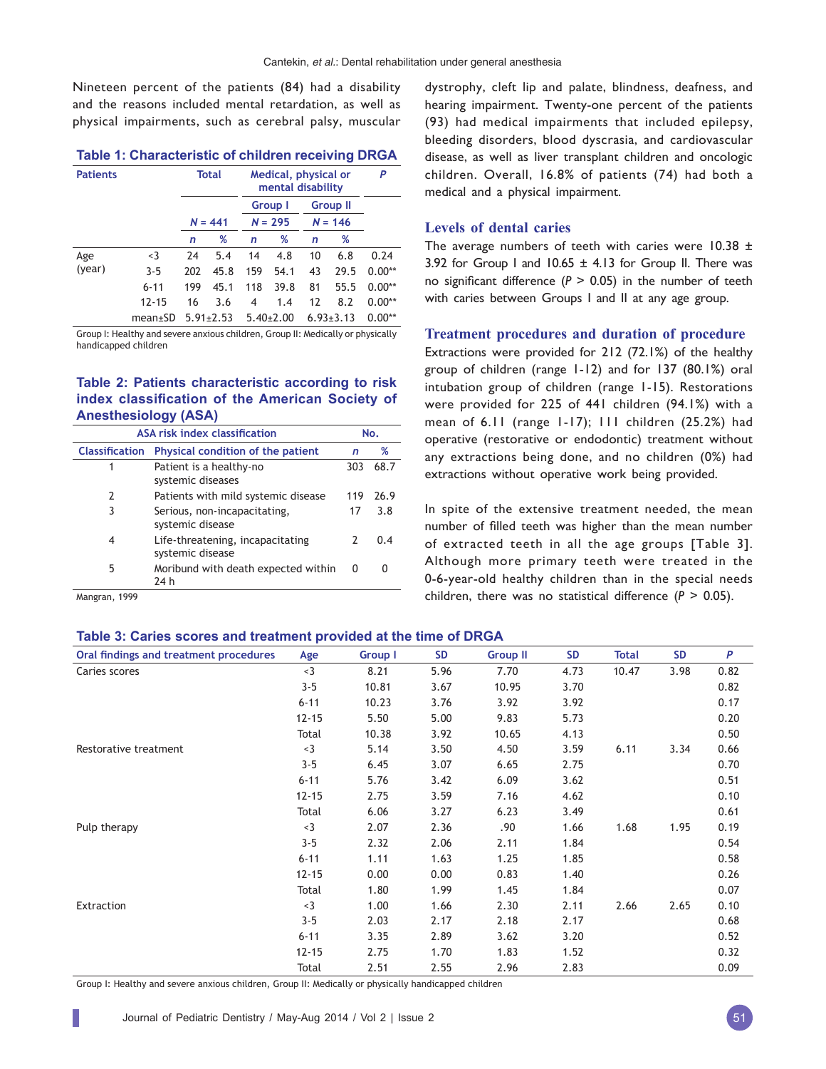Nineteen percent of the patients (84) had a disability and the reasons included mental retardation, as well as physical impairments, such as cerebral palsy, muscular dystrophy, cleft lip and palate, blindness, deafness, and hearing impairment. Twenty-one percent of the patients (93) had medical impairments that included epilepsy, bleeding disorders, blood dyscrasia, and cardiovascular disease, as well as liver transplant children and oncologic children. Overall, 16.8% of patients (74) had both a medical and a physical impairment.

**Table 1: Characteristic of children receiving DRGA**

| Patients | | Total | | Medical, physical or mental disability | | | | P |
|---|---|---|---|---|---|---|---|---|
| | | | | Group I | | Group II | | |
| | | N = 441 | | N = 295 | | N = 146 | | |
| | | n | % | n | % | n | % | |
| Age (year) | <3 | 24 | 5.4 | 14 | 4.8 | 10 | 6.8 | 0.24 |
| | 3-5 | 202 | 45.8 | 159 | 54.1 | 43 | 29.5 | 0.00** |
| | 6-11 | 199 | 45.1 | 118 | 39.8 | 81 | 55.5 | 0.00** |
| | 12-15 | 16 | 3.6 | 4 | 1.4 | 12 | 8.2 | 0.00** |
| | mean±SD | 5.91±2.53 | | 5.40±2.00 | | 6.93±3.13 | | 0.00** |

Group I: Healthy and severe anxious children, Group II: Medically or physically handicapped children

**Table 2: Patients characteristic according to risk index classification of the American Society of Anesthesiology (ASA)**

| ASA risk index classification | | No. | |
|---|---|---|---|
| Classification | Physical condition of the patient | n | % |
| 1 | Patient is a healthy-no systemic diseases | 303 | 68.7 |
| 2 | Patients with mild systemic disease | 119 | 26.9 |
| 3 | Serious, non-incapacitating, systemic disease | 17 | 3.8 |
| 4 | Life-threatening, incapacitating systemic disease | 2 | 0.4 |
| 5 | Moribund with death expected within 24 h | 0 | 0 |

Mangran, 1999

## Levels of dental caries

The average numbers of teeth with caries were 10.38 ± 3.92 for Group I and 10.65 ± 4.13 for Group II. There was no significant difference ($P$ > 0.05) in the number of teeth with caries between Groups I and II at any age group.

## Treatment procedures and duration of procedure

Extractions were provided for 212 (72.1%) of the healthy group of children (range 1-12) and for 137 (80.1%) oral intubation group of children (range 1-15). Restorations were provided for 225 of 441 children (94.1%) with a mean of 6.11 (range 1-17); 111 children (25.2%) had operative (restorative or endodontic) treatment without any extractions being done, and no children (0%) had extractions without operative work being provided.

In spite of the extensive treatment needed, the mean number of filled teeth was higher than the mean number of extracted teeth in all the age groups [Table 3]. Although more primary teeth were treated in the 0-6-year-old healthy children than in the special needs children, there was no statistical difference ($P$ > 0.05).

**Table 3: Caries scores and treatment provided at the time of DRGA**

| Oral findings and treatment procedures | Age | Group I | SD | Group II | SD | Total | SD | P |
|---|---|---|---|---|---|---|---|---|
| Caries scores | <3 | 8.21 | 5.96 | 7.70 | 4.73 | 10.47 | 3.98 | 0.82 |
| | 3-5 | 10.81 | 3.67 | 10.95 | 3.70 | | | 0.82 |
| | 6-11 | 10.23 | 3.76 | 3.92 | 3.92 | | | 0.17 |
| | 12-15 | 5.50 | 5.00 | 9.83 | 5.73 | | | 0.20 |
| | Total | 10.38 | 3.92 | 10.65 | 4.13 | | | 0.50 |
| Restorative treatment | <3 | 5.14 | 3.50 | 4.50 | 3.59 | 6.11 | 3.34 | 0.66 |
| | 3-5 | 6.45 | 3.07 | 6.65 | 2.75 | | | 0.70 |
| | 6-11 | 5.76 | 3.42 | 6.09 | 3.62 | | | 0.51 |
| | 12-15 | 2.75 | 3.59 | 7.16 | 4.62 | | | 0.10 |
| | Total | 6.06 | 3.27 | 6.23 | 3.49 | | | 0.61 |
| Pulp therapy | <3 | 2.07 | 2.36 | .90 | 1.66 | 1.68 | 1.95 | 0.19 |
| | 3-5 | 2.32 | 2.06 | 2.11 | 1.84 | | | 0.54 |
| | 6-11 | 1.11 | 1.63 | 1.25 | 1.85 | | | 0.58 |
| | 12-15 | 0.00 | 0.00 | 0.83 | 1.40 | | | 0.26 |
| | Total | 1.80 | 1.99 | 1.45 | 1.84 | | | 0.07 |
| Extraction | <3 | 1.00 | 1.66 | 2.30 | 2.11 | 2.66 | 2.65 | 0.10 |
| | 3-5 | 2.03 | 2.17 | 2.18 | 2.17 | | | 0.68 |
| | 6-11 | 3.35 | 2.89 | 3.62 | 3.20 | | | 0.52 |
| | 12-15 | 2.75 | 1.70 | 1.83 | 1.52 | | | 0.32 |
| | Total | 2.51 | 2.55 | 2.96 | 2.83 | | | 0.09 |

Group I: Healthy and severe anxious children, Group II: Medically or physically handicapped children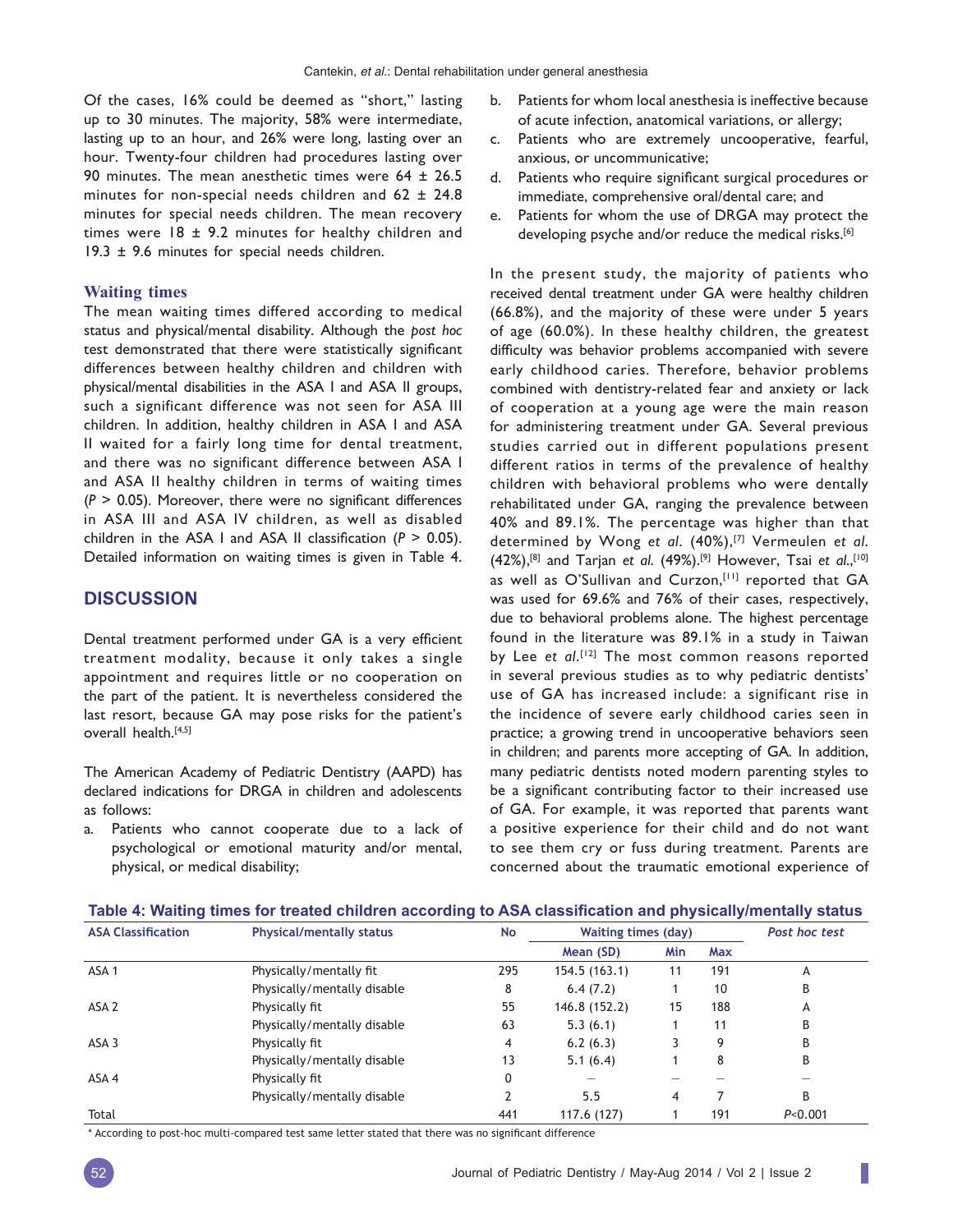Of the cases, 16% could be deemed as "short," lasting up to 30 minutes. The majority, 58% were intermediate, lasting up to an hour, and 26% were long, lasting over an hour. Twenty-four children had procedures lasting over 90 minutes. The mean anesthetic times were 64 ± 26.5 minutes for non-special needs children and 62 ± 24.8 minutes for special needs children. The mean recovery times were 18 ± 9.2 minutes for healthy children and 19.3 ± 9.6 minutes for special needs children.

### Waiting times

The mean waiting times differed according to medical status and physical/mental disability. Although the *post hoc* test demonstrated that there were statistically significant differences between healthy children and children with physical/mental disabilities in the ASA I and ASA II groups, such a significant difference was not seen for ASA III children. In addition, healthy children in ASA I and ASA II waited for a fairly long time for dental treatment, and there was no significant difference between ASA I and ASA II healthy children in terms of waiting times ($P > 0.05$). Moreover, there were no significant differences in ASA III and ASA IV children, as well as disabled children in the ASA I and ASA II classification ($P > 0.05$). Detailed information on waiting times is given in Table 4.

## DISCUSSION

Dental treatment performed under GA is a very efficient treatment modality, because it only takes a single appointment and requires little or no cooperation on the part of the patient. It is nevertheless considered the last resort, because GA may pose risks for the patient's overall health.[4,5]

The American Academy of Pediatric Dentistry (AAPD) has declared indications for DRGA in children and adolescents as follows:

a. Patients who cannot cooperate due to a lack of psychological or emotional maturity and/or mental, physical, or medical disability;
b. Patients for whom local anesthesia is ineffective because of acute infection, anatomical variations, or allergy;
c. Patients who are extremely uncooperative, fearful, anxious, or uncommunicative;
d. Patients who require significant surgical procedures or immediate, comprehensive oral/dental care; and
e. Patients for whom the use of DRGA may protect the developing psyche and/or reduce the medical risks.[6]

In the present study, the majority of patients who received dental treatment under GA were healthy children (66.8%), and the majority of these were under 5 years of age (60.0%). In these healthy children, the greatest difficulty was behavior problems accompanied with severe early childhood caries. Therefore, behavior problems combined with dentistry-related fear and anxiety or lack of cooperation at a young age were the main reason for administering treatment under GA. Several previous studies carried out in different populations present different ratios in terms of the prevalence of healthy children with behavioral problems who were dentally rehabilitated under GA, ranging the prevalence between 40% and 89.1%. The percentage was higher than that determined by Wong *et al*. (40%),[7] Vermeulen *et al*. (42%),[8] and Tarjan *et al.* (49%).[9] However, Tsai *et al.*,[10] as well as O'Sullivan and Curzon,[11] reported that GA was used for 69.6% and 76% of their cases, respectively, due to behavioral problems alone. The highest percentage found in the literature was 89.1% in a study in Taiwan by Lee *et al*.[12] The most common reasons reported in several previous studies as to why pediatric dentists' use of GA has increased include: a significant rise in the incidence of severe early childhood caries seen in practice; a growing trend in uncooperative behaviors seen in children; and parents more accepting of GA. In addition, many pediatric dentists noted modern parenting styles to be a significant contributing factor to their increased use of GA. For example, it was reported that parents want a positive experience for their child and do not want to see them cry or fuss during treatment. Parents are concerned about the traumatic emotional experience of

**Table 4: Waiting times for treated children according to ASA classification and physically/mentally status**

| ASA Classification | Physical/mentally status | No | Waiting times (day) | | | *Post hoc test* |
|---|---|---|---|---|---|---|
| | | | Mean (SD) | Min | Max | |
| ASA 1 | Physically/mentally fit | 295 | 154.5 (163.1) | 11 | 191 | A |
| | Physically/mentally disable | 8 | 6.4 (7.2) | 1 | 10 | B |
| ASA 2 | Physically fit | 55 | 146.8 (152.2) | 15 | 188 | A |
| | Physically/mentally disable | 63 | 5.3 (6.1) | 1 | 11 | B |
| ASA 3 | Physically fit | 4 | 6.2 (6.3) | 3 | 9 | B |
| | Physically/mentally disable | 13 | 5.1 (6.4) | 1 | 8 | B |
| ASA 4 | Physically fit | 0 | – | – | – | – |
| | Physically/mentally disable | 2 | 5.5 | 4 | 7 | B |
| Total | | 441 | 117.6 (127) | 1 | 191 | $P<0.001$ |

* According to post-hoc multi-compared test same letter stated that there was no significant difference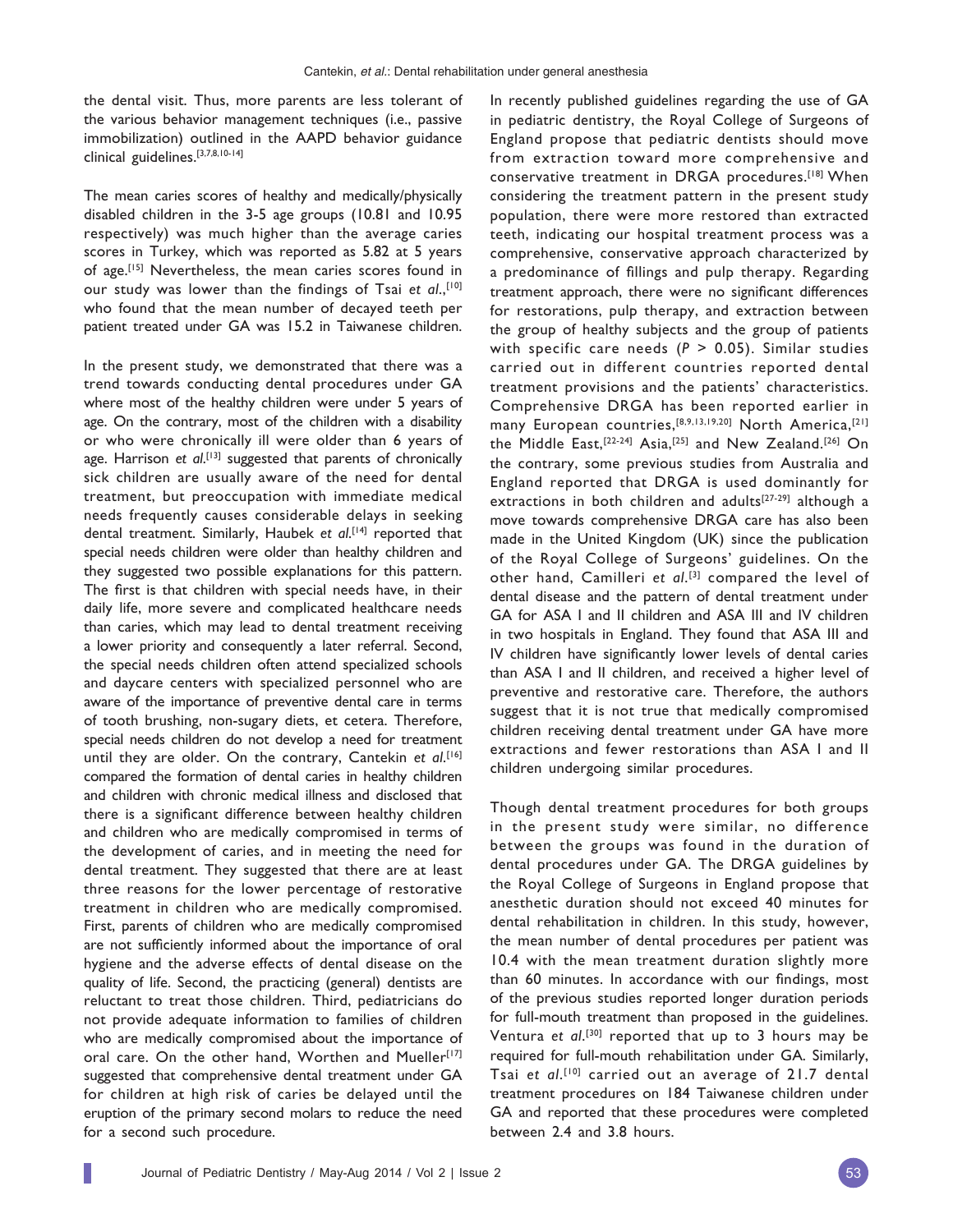the dental visit. Thus, more parents are less tolerant of the various behavior management techniques (i.e., passive immobilization) outlined in the AAPD behavior guidance clinical guidelines.[3,7,8,10-14]

The mean caries scores of healthy and medically/physically disabled children in the 3-5 age groups (10.81 and 10.95 respectively) was much higher than the average caries scores in Turkey, which was reported as 5.82 at 5 years of age.[15] Nevertheless, the mean caries scores found in our study was lower than the findings of Tsai *et al*.,[10] who found that the mean number of decayed teeth per patient treated under GA was 15.2 in Taiwanese children.

In the present study, we demonstrated that there was a trend towards conducting dental procedures under GA where most of the healthy children were under 5 years of age. On the contrary, most of the children with a disability or who were chronically ill were older than 6 years of age. Harrison *et al*.[13] suggested that parents of chronically sick children are usually aware of the need for dental treatment, but preoccupation with immediate medical needs frequently causes considerable delays in seeking dental treatment. Similarly, Haubek *et al*.[14] reported that special needs children were older than healthy children and they suggested two possible explanations for this pattern. The first is that children with special needs have, in their daily life, more severe and complicated healthcare needs than caries, which may lead to dental treatment receiving a lower priority and consequently a later referral. Second, the special needs children often attend specialized schools and daycare centers with specialized personnel who are aware of the importance of preventive dental care in terms of tooth brushing, non-sugary diets, et cetera. Therefore, special needs children do not develop a need for treatment until they are older. On the contrary, Cantekin *et al*.[16] compared the formation of dental caries in healthy children and children with chronic medical illness and disclosed that there is a significant difference between healthy children and children who are medically compromised in terms of the development of caries, and in meeting the need for dental treatment. They suggested that there are at least three reasons for the lower percentage of restorative treatment in children who are medically compromised. First, parents of children who are medically compromised are not sufficiently informed about the importance of oral hygiene and the adverse effects of dental disease on the quality of life. Second, the practicing (general) dentists are reluctant to treat those children. Third, pediatricians do not provide adequate information to families of children who are medically compromised about the importance of oral care. On the other hand, Worthen and Mueller[17] suggested that comprehensive dental treatment under GA for children at high risk of caries be delayed until the eruption of the primary second molars to reduce the need for a second such procedure.

In recently published guidelines regarding the use of GA in pediatric dentistry, the Royal College of Surgeons of England propose that pediatric dentists should move from extraction toward more comprehensive and conservative treatment in DRGA procedures.[18] When considering the treatment pattern in the present study population, there were more restored than extracted teeth, indicating our hospital treatment process was a comprehensive, conservative approach characterized by a predominance of fillings and pulp therapy. Regarding treatment approach, there were no significant differences for restorations, pulp therapy, and extraction between the group of healthy subjects and the group of patients with specific care needs ($P > 0.05$). Similar studies carried out in different countries reported dental treatment provisions and the patients' characteristics. Comprehensive DRGA has been reported earlier in many European countries,[8,9,13,19,20] North America,[21] the Middle East,[22-24] Asia,[25] and New Zealand.[26] On the contrary, some previous studies from Australia and England reported that DRGA is used dominantly for extractions in both children and adults[27-29] although a move towards comprehensive DRGA care has also been made in the United Kingdom (UK) since the publication of the Royal College of Surgeons' guidelines. On the other hand, Camilleri *et al*.[3] compared the level of dental disease and the pattern of dental treatment under GA for ASA I and II children and ASA III and IV children in two hospitals in England. They found that ASA III and IV children have significantly lower levels of dental caries than ASA I and II children, and received a higher level of preventive and restorative care. Therefore, the authors suggest that it is not true that medically compromised children receiving dental treatment under GA have more extractions and fewer restorations than ASA I and II children undergoing similar procedures.

Though dental treatment procedures for both groups in the present study were similar, no difference between the groups was found in the duration of dental procedures under GA. The DRGA guidelines by the Royal College of Surgeons in England propose that anesthetic duration should not exceed 40 minutes for dental rehabilitation in children. In this study, however, the mean number of dental procedures per patient was 10.4 with the mean treatment duration slightly more than 60 minutes. In accordance with our findings, most of the previous studies reported longer duration periods for full-mouth treatment than proposed in the guidelines. Ventura *et al*.[30] reported that up to 3 hours may be required for full-mouth rehabilitation under GA. Similarly, Tsai *et al*.[10] carried out an average of 21.7 dental treatment procedures on 184 Taiwanese children under GA and reported that these procedures were completed between 2.4 and 3.8 hours.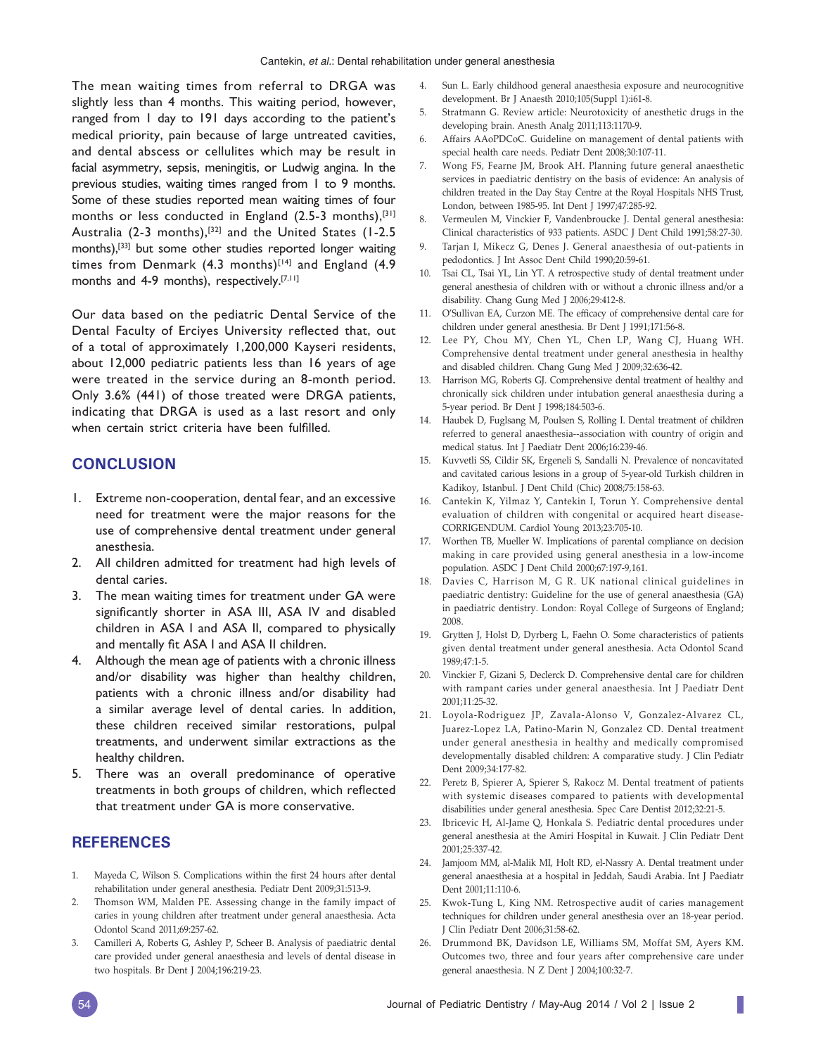The mean waiting times from referral to DRGA was slightly less than 4 months. This waiting period, however, ranged from 1 day to 191 days according to the patient's medical priority, pain because of large untreated cavities, and dental abscess or cellulites which may be result in facial asymmetry, sepsis, meningitis, or Ludwig angina. In the previous studies, waiting times ranged from 1 to 9 months. Some of these studies reported mean waiting times of four months or less conducted in England (2.5-3 months),[31] Australia (2-3 months),[32] and the United States (1-2.5 months),[33] but some other studies reported longer waiting times from Denmark (4.3 months)[14] and England (4.9 months and 4-9 months), respectively.[7,11]

Our data based on the pediatric Dental Service of the Dental Faculty of Erciyes University reflected that, out of a total of approximately 1,200,000 Kayseri residents, about 12,000 pediatric patients less than 16 years of age were treated in the service during an 8-month period. Only 3.6% (441) of those treated were DRGA patients, indicating that DRGA is used as a last resort and only when certain strict criteria have been fulfilled.

## CONCLUSION

1. Extreme non-cooperation, dental fear, and an excessive need for treatment were the major reasons for the use of comprehensive dental treatment under general anesthesia.
2. All children admitted for treatment had high levels of dental caries.
3. The mean waiting times for treatment under GA were significantly shorter in ASA III, ASA IV and disabled children in ASA I and ASA II, compared to physically and mentally fit ASA I and ASA II children.
4. Although the mean age of patients with a chronic illness and/or disability was higher than healthy children, patients with a chronic illness and/or disability had a similar average level of dental caries. In addition, these children received similar restorations, pulpal treatments, and underwent similar extractions as the healthy children.
5. There was an overall predominance of operative treatments in both groups of children, which reflected that treatment under GA is more conservative.

## REFERENCES

1. Mayeda C, Wilson S. Complications within the first 24 hours after dental rehabilitation under general anesthesia. Pediatr Dent 2009;31:513-9.
2. Thomson WM, Malden PE. Assessing change in the family impact of caries in young children after treatment under general anaesthesia. Acta Odontol Scand 2011;69:257-62.
3. Camilleri A, Roberts G, Ashley P, Scheer B. Analysis of paediatric dental care provided under general anaesthesia and levels of dental disease in two hospitals. Br Dent J 2004;196:219-23.
4. Sun L. Early childhood general anaesthesia exposure and neurocognitive development. Br J Anaesth 2010;105(Suppl 1):i61-8.
5. Stratmann G. Review article: Neurotoxicity of anesthetic drugs in the developing brain. Anesth Analg 2011;113:1170-9.
6. Affairs AAoPDCoC. Guideline on management of dental patients with special health care needs. Pediatr Dent 2008;30:107-11.
7. Wong FS, Fearne JM, Brook AH. Planning future general anaesthetic services in paediatric dentistry on the basis of evidence: An analysis of children treated in the Day Stay Centre at the Royal Hospitals NHS Trust, London, between 1985-95. Int Dent J 1997;47:285-92.
8. Vermeulen M, Vinckier F, Vandenbroucke J. Dental general anesthesia: Clinical characteristics of 933 patients. ASDC J Dent Child 1991;58:27-30.
9. Tarjan I, Mikecz G, Denes J. General anaesthesia of out-patients in pedodontics. J Int Assoc Dent Child 1990;20:59-61.
10. Tsai CL, Tsai YL, Lin YT. A retrospective study of dental treatment under general anesthesia of children with or without a chronic illness and/or a disability. Chang Gung Med J 2006;29:412-8.
11. O'Sullivan EA, Curzon ME. The efficacy of comprehensive dental care for children under general anesthesia. Br Dent J 1991;171:56-8.
12. Lee PY, Chou MY, Chen YL, Chen LP, Wang CJ, Huang WH. Comprehensive dental treatment under general anesthesia in healthy and disabled children. Chang Gung Med J 2009;32:636-42.
13. Harrison MG, Roberts GJ. Comprehensive dental treatment of healthy and chronically sick children under intubation general anaesthesia during a 5-year period. Br Dent J 1998;184:503-6.
14. Haubek D, Fuglsang M, Poulsen S, Rolling I. Dental treatment of children referred to general anaesthesia--association with country of origin and medical status. Int J Paediatr Dent 2006;16:239-46.
15. Kuvvetli SS, Cildir SK, Ergeneli S, Sandalli N. Prevalence of noncavitated and cavitated carious lesions in a group of 5-year-old Turkish children in Kadikoy, Istanbul. J Dent Child (Chic) 2008;75:158-63.
16. Cantekin K, Yilmaz Y, Cantekin I, Torun Y. Comprehensive dental evaluation of children with congenital or acquired heart disease-CORRIGENDUM. Cardiol Young 2013;23:705-10.
17. Worthen TB, Mueller W. Implications of parental compliance on decision making in care provided using general anesthesia in a low-income population. ASDC J Dent Child 2000;67:197-9,161.
18. Davies C, Harrison M, G R. UK national clinical guidelines in paediatric dentistry: Guideline for the use of general anaesthesia (GA) in paediatric dentistry. London: Royal College of Surgeons of England; 2008.
19. Grytten J, Holst D, Dyrberg L, Faehn O. Some characteristics of patients given dental treatment under general anesthesia. Acta Odontol Scand 1989;47:1-5.
20. Vinckier F, Gizani S, Declerck D. Comprehensive dental care for children with rampant caries under general anaesthesia. Int J Paediatr Dent 2001;11:25-32.
21. Loyola-Rodriguez JP, Zavala-Alonso V, Gonzalez-Alvarez CL, Juarez-Lopez LA, Patino-Marin N, Gonzalez CD. Dental treatment under general anesthesia in healthy and medically compromised developmentally disabled children: A comparative study. J Clin Pediatr Dent 2009;34:177-82.
22. Peretz B, Spierer A, Spierer S, Rakocz M. Dental treatment of patients with systemic diseases compared to patients with developmental disabilities under general anesthesia. Spec Care Dentist 2012;32:21-5.
23. Ibricevic H, Al-Jame Q, Honkala S. Pediatric dental procedures under general anesthesia at the Amiri Hospital in Kuwait. J Clin Pediatr Dent 2001;25:337-42.
24. Jamjoom MM, al-Malik MI, Holt RD, el-Nassry A. Dental treatment under general anaesthesia at a hospital in Jeddah, Saudi Arabia. Int J Paediatr Dent 2001;11:110-6.
25. Kwok-Tung L, King NM. Retrospective audit of caries management techniques for children under general anesthesia over an 18-year period. J Clin Pediatr Dent 2006;31:58-62.
26. Drummond BK, Davidson LE, Williams SM, Moffat SM, Ayers KM. Outcomes two, three and four years after comprehensive care under general anaesthesia. N Z Dent J 2004;100:32-7.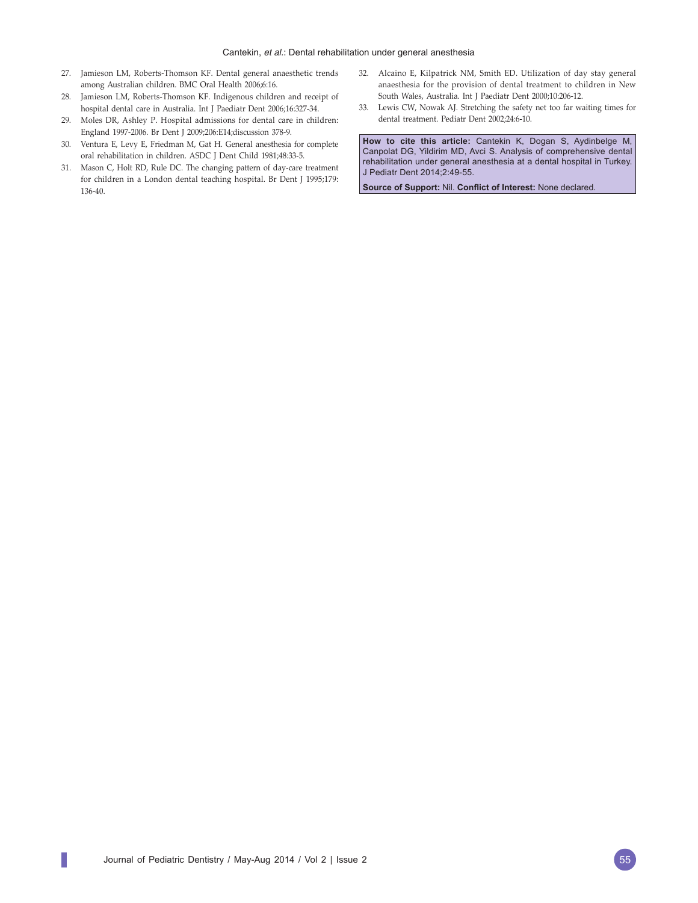27. Jamieson LM, Roberts-Thomson KF. Dental general anaesthetic trends among Australian children. BMC Oral Health 2006;6:16.
28. Jamieson LM, Roberts-Thomson KF. Indigenous children and receipt of hospital dental care in Australia. Int J Paediatr Dent 2006;16:327-34.
29. Moles DR, Ashley P. Hospital admissions for dental care in children: England 1997-2006. Br Dent J 2009;206:E14;discussion 378-9.
30. Ventura E, Levy E, Friedman M, Gat H. General anesthesia for complete oral rehabilitation in children. ASDC J Dent Child 1981;48:33-5.
31. Mason C, Holt RD, Rule DC. The changing pattern of day-care treatment for children in a London dental teaching hospital. Br Dent J 1995;179:136-40.
32. Alcaino E, Kilpatrick NM, Smith ED. Utilization of day stay general anaesthesia for the provision of dental treatment to children in New South Wales, Australia. Int J Paediatr Dent 2000;10:206-12.
33. Lewis CW, Nowak AJ. Stretching the safety net too far waiting times for dental treatment. Pediatr Dent 2002;24:6-10.

**How to cite this article:** Cantekin K, Dogan S, Aydinbelge M, Canpolat DG, Yildirim MD, Avci S. Analysis of comprehensive dental rehabilitation under general anesthesia at a dental hospital in Turkey. J Pediatr Dent 2014;2:49-55.

**Source of Support:** Nil. **Conflict of Interest:** None declared.